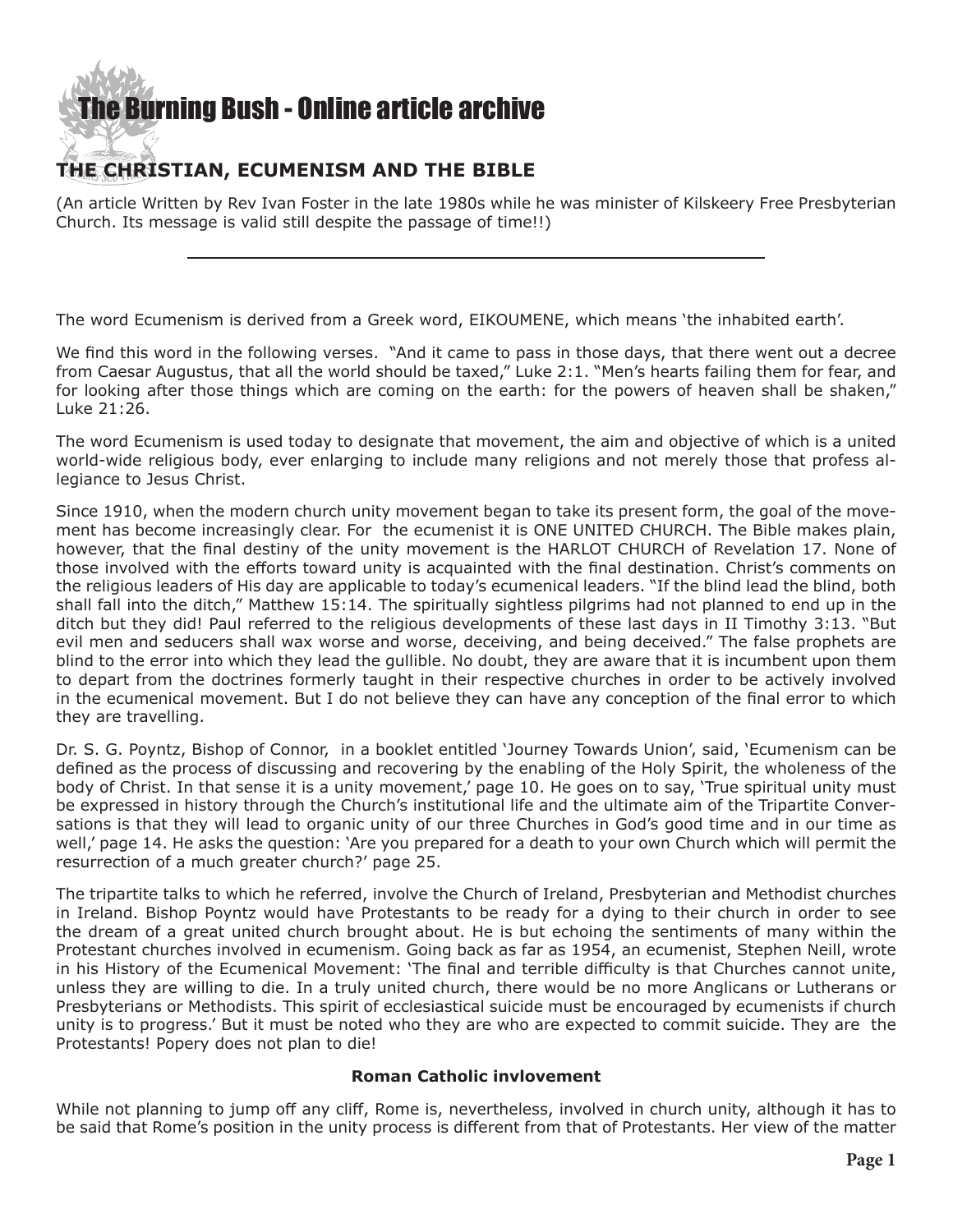# The Burning Bush - Online article archive

## THE CHRISTIAN, ECUMENISM AND THE BIBLE

(An article Written by Rev Ivan Foster in the late 1980s while he was minister of Kilskeery Free Presbyterian Church. Its message is valid still despite the passage of time!!)

---

The word Ecumenism is derived from a Greek word, EIKOUMENE, which means 'the inhabited earth'.

We find this word in the following verses. "And it came to pass in those days, that there went out a decree from Caesar Augustus, that all the world should be taxed," Luke 2:1. "Men's hearts failing them for fear, and for looking after those things which are coming on the earth: for the powers of heaven shall be shaken," Luke 21:26.

The word Ecumenism is used today to designate that movement, the aim and objective of which is a united world-wide religious body, ever enlarging to include many religions and not merely those that profess allegiance to Jesus Christ.

Since 1910, when the modern church unity movement began to take its present form, the goal of the movement has become increasingly clear. For the ecumenist it is ONE UNITED CHURCH. The Bible makes plain, however, that the final destiny of the unity movement is the HARLOT CHURCH of Revelation 17. None of those involved with the efforts toward unity is acquainted with the final destination. Christ's comments on the religious leaders of His day are applicable to today's ecumenical leaders. "If the blind lead the blind, both shall fall into the ditch," Matthew 15:14. The spiritually sightless pilgrims had not planned to end up in the ditch but they did! Paul referred to the religious developments of these last days in II Timothy 3:13. "But evil men and seducers shall wax worse and worse, deceiving, and being deceived." The false prophets are blind to the error into which they lead the gullible. No doubt, they are aware that it is incumbent upon them to depart from the doctrines formerly taught in their respective churches in order to be actively involved in the ecumenical movement. But I do not believe they can have any conception of the final error to which they are travelling.

Dr. S. G. Poyntz, Bishop of Connor, in a booklet entitled 'Journey Towards Union', said, 'Ecumenism can be defined as the process of discussing and recovering by the enabling of the Holy Spirit, the wholeness of the body of Christ. In that sense it is a unity movement,' page 10. He goes on to say, 'True spiritual unity must be expressed in history through the Church's institutional life and the ultimate aim of the Tripartite Conversations is that they will lead to organic unity of our three Churches in God's good time and in our time as well,' page 14. He asks the question: 'Are you prepared for a death to your own Church which will permit the resurrection of a much greater church?' page 25.

The tripartite talks to which he referred, involve the Church of Ireland, Presbyterian and Methodist churches in Ireland. Bishop Poyntz would have Protestants to be ready for a dying to their church in order to see the dream of a great united church brought about. He is but echoing the sentiments of many within the Protestant churches involved in ecumenism. Going back as far as 1954, an ecumenist, Stephen Neill, wrote in his History of the Ecumenical Movement: 'The final and terrible difficulty is that Churches cannot unite, unless they are willing to die. In a truly united church, there would be no more Anglicans or Lutherans or Presbyterians or Methodists. This spirit of ecclesiastical suicide must be encouraged by ecumenists if church unity is to progress.' But it must be noted who they are who are expected to commit suicide. They are the Protestants! Popery does not plan to die!

**Roman Catholic invlovement**

While not planning to jump off any cliff, Rome is, nevertheless, involved in church unity, although it has to be said that Rome's position in the unity process is different from that of Protestants. Her view of the matter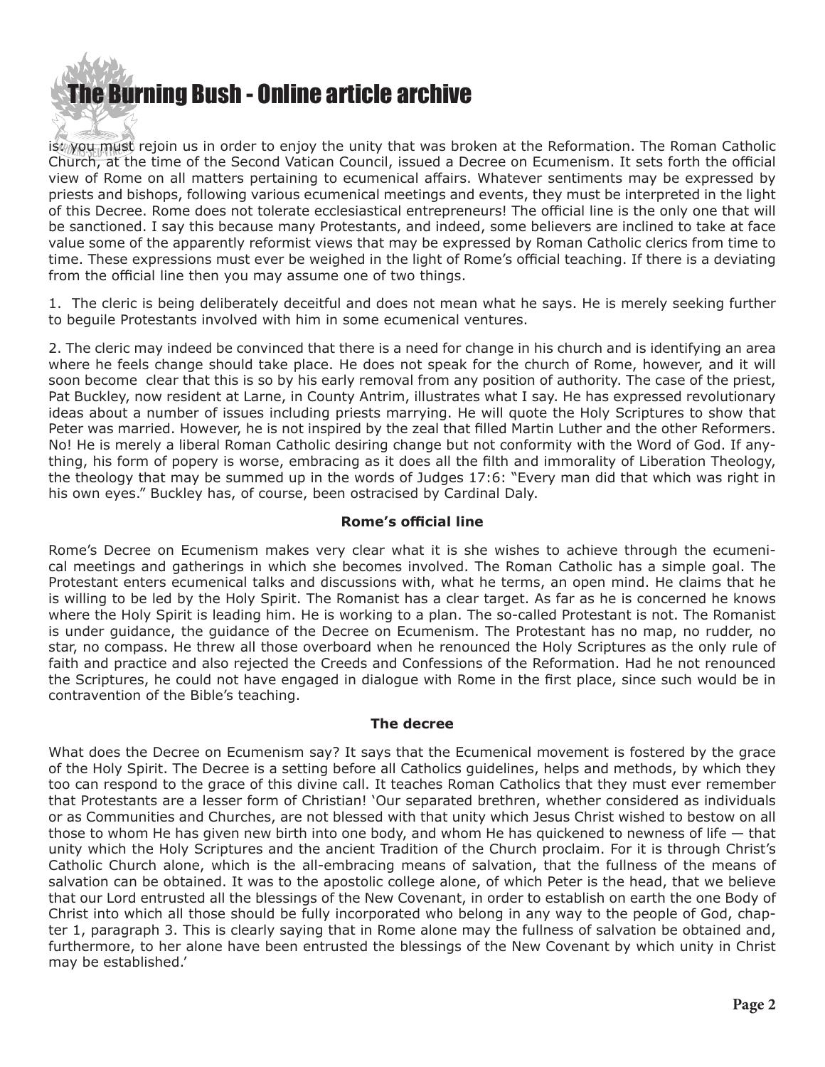is: you must rejoin us in order to enjoy the unity that was broken at the Reformation. The Roman Catholic Church, at the time of the Second Vatican Council, issued a Decree on Ecumenism. It sets forth the official view of Rome on all matters pertaining to ecumenical affairs. Whatever sentiments may be expressed by priests and bishops, following various ecumenical meetings and events, they must be interpreted in the light of this Decree. Rome does not tolerate ecclesiastical entrepreneurs! The official line is the only one that will be sanctioned. I say this because many Protestants, and indeed, some believers are inclined to take at face value some of the apparently reformist views that may be expressed by Roman Catholic clerics from time to time. These expressions must ever be weighed in the light of Rome's official teaching. If there is a deviating from the official line then you may assume one of two things.

1. The cleric is being deliberately deceitful and does not mean what he says. He is merely seeking further to beguile Protestants involved with him in some ecumenical ventures.

2. The cleric may indeed be convinced that there is a need for change in his church and is identifying an area where he feels change should take place. He does not speak for the church of Rome, however, and it will soon become clear that this is so by his early removal from any position of authority. The case of the priest, Pat Buckley, now resident at Larne, in County Antrim, illustrates what I say. He has expressed revolutionary ideas about a number of issues including priests marrying. He will quote the Holy Scriptures to show that Peter was married. However, he is not inspired by the zeal that filled Martin Luther and the other Reformers. No! He is merely a liberal Roman Catholic desiring change but not conformity with the Word of God. If anything, his form of popery is worse, embracing as it does all the filth and immorality of Liberation Theology, the theology that may be summed up in the words of Judges 17:6: "Every man did that which was right in his own eyes." Buckley has, of course, been ostracised by Cardinal Daly.

### Rome's official line

Rome's Decree on Ecumenism makes very clear what it is she wishes to achieve through the ecumenical meetings and gatherings in which she becomes involved. The Roman Catholic has a simple goal. The Protestant enters ecumenical talks and discussions with, what he terms, an open mind. He claims that he is willing to be led by the Holy Spirit. The Romanist has a clear target. As far as he is concerned he knows where the Holy Spirit is leading him. He is working to a plan. The so-called Protestant is not. The Romanist is under guidance, the guidance of the Decree on Ecumenism. The Protestant has no map, no rudder, no star, no compass. He threw all those overboard when he renounced the Holy Scriptures as the only rule of faith and practice and also rejected the Creeds and Confessions of the Reformation. Had he not renounced the Scriptures, he could not have engaged in dialogue with Rome in the first place, since such would be in contravention of the Bible's teaching.

### The decree

What does the Decree on Ecumenism say? It says that the Ecumenical movement is fostered by the grace of the Holy Spirit. The Decree is a setting before all Catholics guidelines, helps and methods, by which they too can respond to the grace of this divine call. It teaches Roman Catholics that they must ever remember that Protestants are a lesser form of Christian! 'Our separated brethren, whether considered as individuals or as Communities and Churches, are not blessed with that unity which Jesus Christ wished to bestow on all those to whom He has given new birth into one body, and whom He has quickened to newness of life — that unity which the Holy Scriptures and the ancient Tradition of the Church proclaim. For it is through Christ's Catholic Church alone, which is the all-embracing means of salvation, that the fullness of the means of salvation can be obtained. It was to the apostolic college alone, of which Peter is the head, that we believe that our Lord entrusted all the blessings of the New Covenant, in order to establish on earth the one Body of Christ into which all those should be fully incorporated who belong in any way to the people of God, chapter 1, paragraph 3. This is clearly saying that in Rome alone may the fullness of salvation be obtained and, furthermore, to her alone have been entrusted the blessings of the New Covenant by which unity in Christ may be established.'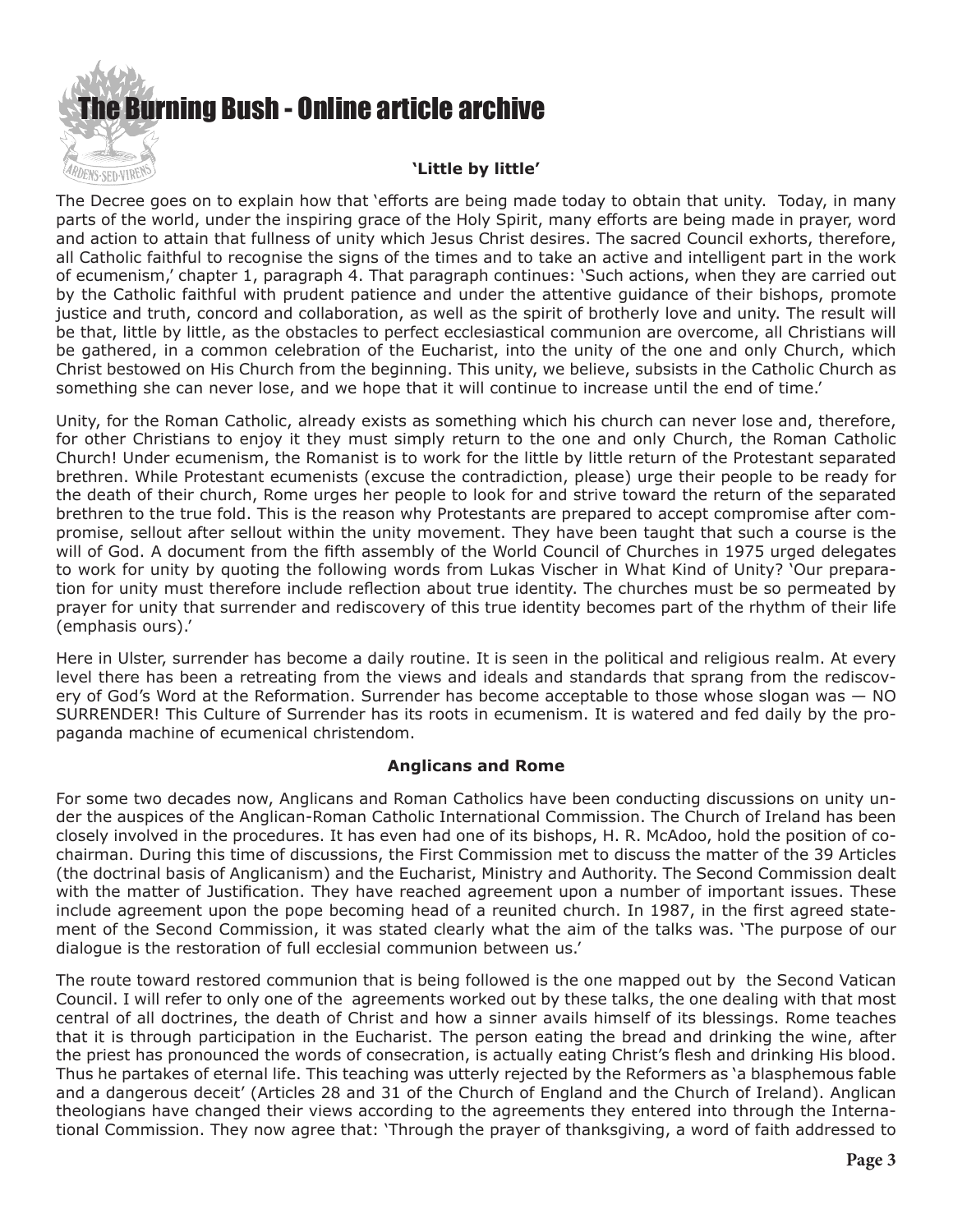### 'Little by little'

The Decree goes on to explain how that 'efforts are being made today to obtain that unity. Today, in many parts of the world, under the inspiring grace of the Holy Spirit, many efforts are being made in prayer, word and action to attain that fullness of unity which Jesus Christ desires. The sacred Council exhorts, therefore, all Catholic faithful to recognise the signs of the times and to take an active and intelligent part in the work of ecumenism,' chapter 1, paragraph 4. That paragraph continues: 'Such actions, when they are carried out by the Catholic faithful with prudent patience and under the attentive guidance of their bishops, promote justice and truth, concord and collaboration, as well as the spirit of brotherly love and unity. The result will be that, little by little, as the obstacles to perfect ecclesiastical communion are overcome, all Christians will be gathered, in a common celebration of the Eucharist, into the unity of the one and only Church, which Christ bestowed on His Church from the beginning. This unity, we believe, subsists in the Catholic Church as something she can never lose, and we hope that it will continue to increase until the end of time.'

Unity, for the Roman Catholic, already exists as something which his church can never lose and, therefore, for other Christians to enjoy it they must simply return to the one and only Church, the Roman Catholic Church! Under ecumenism, the Romanist is to work for the little by little return of the Protestant separated brethren. While Protestant ecumenists (excuse the contradiction, please) urge their people to be ready for the death of their church, Rome urges her people to look for and strive toward the return of the separated brethren to the true fold. This is the reason why Protestants are prepared to accept compromise after compromise, sellout after sellout within the unity movement. They have been taught that such a course is the will of God. A document from the fifth assembly of the World Council of Churches in 1975 urged delegates to work for unity by quoting the following words from Lukas Vischer in What Kind of Unity? 'Our preparation for unity must therefore include reflection about true identity. The churches must be so permeated by prayer for unity that surrender and rediscovery of this true identity becomes part of the rhythm of their life (emphasis ours).'

Here in Ulster, surrender has become a daily routine. It is seen in the political and religious realm. At every level there has been a retreating from the views and ideals and standards that sprang from the rediscovery of God's Word at the Reformation. Surrender has become acceptable to those whose slogan was — NO SURRENDER! This Culture of Surrender has its roots in ecumenism. It is watered and fed daily by the propaganda machine of ecumenical christendom.

### Anglicans and Rome

For some two decades now, Anglicans and Roman Catholics have been conducting discussions on unity under the auspices of the Anglican-Roman Catholic International Commission. The Church of Ireland has been closely involved in the procedures. It has even had one of its bishops, H. R. McAdoo, hold the position of co-chairman. During this time of discussions, the First Commission met to discuss the matter of the 39 Articles (the doctrinal basis of Anglicanism) and the Eucharist, Ministry and Authority. The Second Commission dealt with the matter of Justification. They have reached agreement upon a number of important issues. These include agreement upon the pope becoming head of a reunited church. In 1987, in the first agreed statement of the Second Commission, it was stated clearly what the aim of the talks was. 'The purpose of our dialogue is the restoration of full ecclesial communion between us.'

The route toward restored communion that is being followed is the one mapped out by the Second Vatican Council. I will refer to only one of the agreements worked out by these talks, the one dealing with that most central of all doctrines, the death of Christ and how a sinner avails himself of its blessings. Rome teaches that it is through participation in the Eucharist. The person eating the bread and drinking the wine, after the priest has pronounced the words of consecration, is actually eating Christ's flesh and drinking His blood. Thus he partakes of eternal life. This teaching was utterly rejected by the Reformers as 'a blasphemous fable and a dangerous deceit' (Articles 28 and 31 of the Church of England and the Church of Ireland). Anglican theologians have changed their views according to the agreements they entered into through the International Commission. They now agree that: 'Through the prayer of thanksgiving, a word of faith addressed to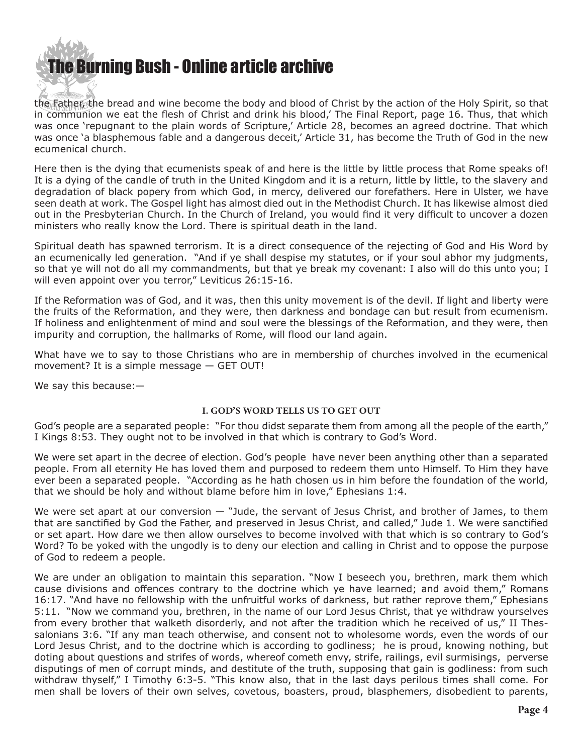the Father, the bread and wine become the body and blood of Christ by the action of the Holy Spirit, so that in communion we eat the flesh of Christ and drink his blood,' The Final Report, page 16. Thus, that which was once 'repugnant to the plain words of Scripture,' Article 28, becomes an agreed doctrine. That which was once 'a blasphemous fable and a dangerous deceit,' Article 31, has become the Truth of God in the new ecumenical church.

Here then is the dying that ecumenists speak of and here is the little by little process that Rome speaks of! It is a dying of the candle of truth in the United Kingdom and it is a return, little by little, to the slavery and degradation of black popery from which God, in mercy, delivered our forefathers. Here in Ulster, we have seen death at work. The Gospel light has almost died out in the Methodist Church. It has likewise almost died out in the Presbyterian Church. In the Church of Ireland, you would find it very difficult to uncover a dozen ministers who really know the Lord. There is spiritual death in the land.

Spiritual death has spawned terrorism. It is a direct consequence of the rejecting of God and His Word by an ecumenically led generation. "And if ye shall despise my statutes, or if your soul abhor my judgments, so that ye will not do all my commandments, but that ye break my covenant: I also will do this unto you; I will even appoint over you terror," Leviticus 26:15-16.

If the Reformation was of God, and it was, then this unity movement is of the devil. If light and liberty were the fruits of the Reformation, and they were, then darkness and bondage can but result from ecumenism. If holiness and enlightenment of mind and soul were the blessings of the Reformation, and they were, then impurity and corruption, the hallmarks of Rome, will flood our land again.

What have we to say to those Christians who are in membership of churches involved in the ecumenical movement? It is a simple message — GET OUT!

We say this because:—

#### I. GOD'S WORD TELLS US TO GET OUT

God's people are a separated people: "For thou didst separate them from among all the people of the earth," I Kings 8:53. They ought not to be involved in that which is contrary to God's Word.

We were set apart in the decree of election. God's people have never been anything other than a separated people. From all eternity He has loved them and purposed to redeem them unto Himself. To Him they have ever been a separated people. "According as he hath chosen us in him before the foundation of the world, that we should be holy and without blame before him in love," Ephesians 1:4.

We were set apart at our conversion — "Jude, the servant of Jesus Christ, and brother of James, to them that are sanctified by God the Father, and preserved in Jesus Christ, and called," Jude 1. We were sanctified or set apart. How dare we then allow ourselves to become involved with that which is so contrary to God's Word? To be yoked with the ungodly is to deny our election and calling in Christ and to oppose the purpose of God to redeem a people.

We are under an obligation to maintain this separation. "Now I beseech you, brethren, mark them which cause divisions and offences contrary to the doctrine which ye have learned; and avoid them," Romans 16:17. "And have no fellowship with the unfruitful works of darkness, but rather reprove them," Ephesians 5:11. "Now we command you, brethren, in the name of our Lord Jesus Christ, that ye withdraw yourselves from every brother that walketh disorderly, and not after the tradition which he received of us," II Thessalonians 3:6. "If any man teach otherwise, and consent not to wholesome words, even the words of our Lord Jesus Christ, and to the doctrine which is according to godliness; he is proud, knowing nothing, but doting about questions and strifes of words, whereof cometh envy, strife, railings, evil surmisings, perverse disputings of men of corrupt minds, and destitute of the truth, supposing that gain is godliness: from such withdraw thyself," I Timothy 6:3-5. "This know also, that in the last days perilous times shall come. For men shall be lovers of their own selves, covetous, boasters, proud, blasphemers, disobedient to parents,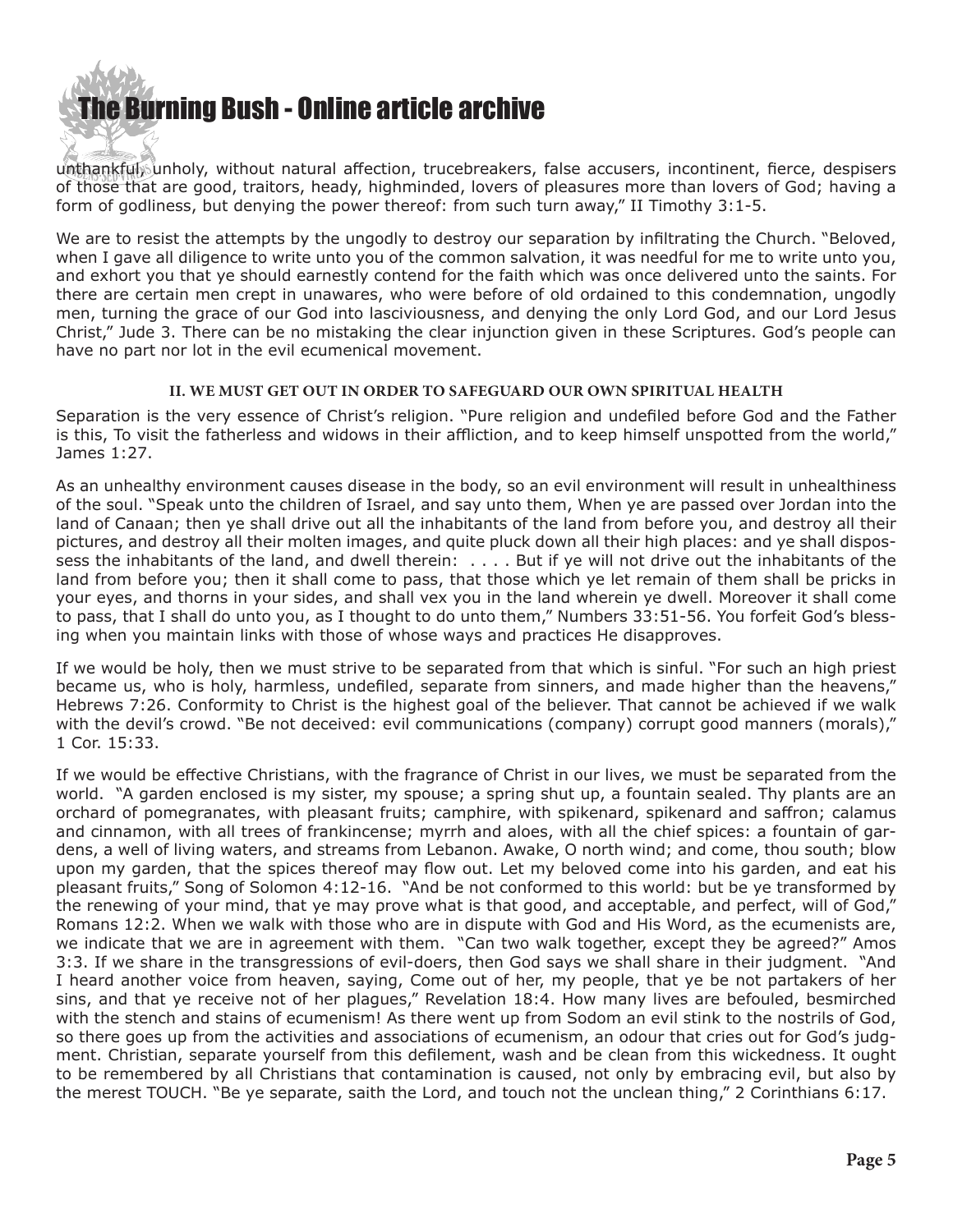unthankful, unholy, without natural affection, trucebreakers, false accusers, incontinent, fierce, despisers of those that are good, traitors, heady, highminded, lovers of pleasures more than lovers of God; having a form of godliness, but denying the power thereof: from such turn away," II Timothy 3:1-5.

We are to resist the attempts by the ungodly to destroy our separation by infiltrating the Church. "Beloved, when I gave all diligence to write unto you of the common salvation, it was needful for me to write unto you, and exhort you that ye should earnestly contend for the faith which was once delivered unto the saints. For there are certain men crept in unawares, who were before of old ordained to this condemnation, ungodly men, turning the grace of our God into lasciviousness, and denying the only Lord God, and our Lord Jesus Christ," Jude 3. There can be no mistaking the clear injunction given in these Scriptures. God's people can have no part nor lot in the evil ecumenical movement.

### II. WE MUST GET OUT IN ORDER TO SAFEGUARD OUR OWN SPIRITUAL HEALTH

Separation is the very essence of Christ's religion. "Pure religion and undefiled before God and the Father is this, To visit the fatherless and widows in their affliction, and to keep himself unspotted from the world," James 1:27.

As an unhealthy environment causes disease in the body, so an evil environment will result in unhealthiness of the soul. "Speak unto the children of Israel, and say unto them, When ye are passed over Jordan into the land of Canaan; then ye shall drive out all the inhabitants of the land from before you, and destroy all their pictures, and destroy all their molten images, and quite pluck down all their high places: and ye shall dispossess the inhabitants of the land, and dwell therein: . . . . But if ye will not drive out the inhabitants of the land from before you; then it shall come to pass, that those which ye let remain of them shall be pricks in your eyes, and thorns in your sides, and shall vex you in the land wherein ye dwell. Moreover it shall come to pass, that I shall do unto you, as I thought to do unto them," Numbers 33:51-56. You forfeit God's blessing when you maintain links with those of whose ways and practices He disapproves.

If we would be holy, then we must strive to be separated from that which is sinful. "For such an high priest became us, who is holy, harmless, undefiled, separate from sinners, and made higher than the heavens," Hebrews 7:26. Conformity to Christ is the highest goal of the believer. That cannot be achieved if we walk with the devil's crowd. "Be not deceived: evil communications (company) corrupt good manners (morals)," 1 Cor. 15:33.

If we would be effective Christians, with the fragrance of Christ in our lives, we must be separated from the world. "A garden enclosed is my sister, my spouse; a spring shut up, a fountain sealed. Thy plants are an orchard of pomegranates, with pleasant fruits; camphire, with spikenard, spikenard and saffron; calamus and cinnamon, with all trees of frankincense; myrrh and aloes, with all the chief spices: a fountain of gardens, a well of living waters, and streams from Lebanon. Awake, O north wind; and come, thou south; blow upon my garden, that the spices thereof may flow out. Let my beloved come into his garden, and eat his pleasant fruits," Song of Solomon 4:12-16. "And be not conformed to this world: but be ye transformed by the renewing of your mind, that ye may prove what is that good, and acceptable, and perfect, will of God," Romans 12:2. When we walk with those who are in dispute with God and His Word, as the ecumenists are, we indicate that we are in agreement with them. "Can two walk together, except they be agreed?" Amos 3:3. If we share in the transgressions of evil-doers, then God says we shall share in their judgment. "And I heard another voice from heaven, saying, Come out of her, my people, that ye be not partakers of her sins, and that ye receive not of her plagues," Revelation 18:4. How many lives are befouled, besmirched with the stench and stains of ecumenism! As there went up from Sodom an evil stink to the nostrils of God, so there goes up from the activities and associations of ecumenism, an odour that cries out for God's judgment. Christian, separate yourself from this defilement, wash and be clean from this wickedness. It ought to be remembered by all Christians that contamination is caused, not only by embracing evil, but also by the merest TOUCH. "Be ye separate, saith the Lord, and touch not the unclean thing," 2 Corinthians 6:17.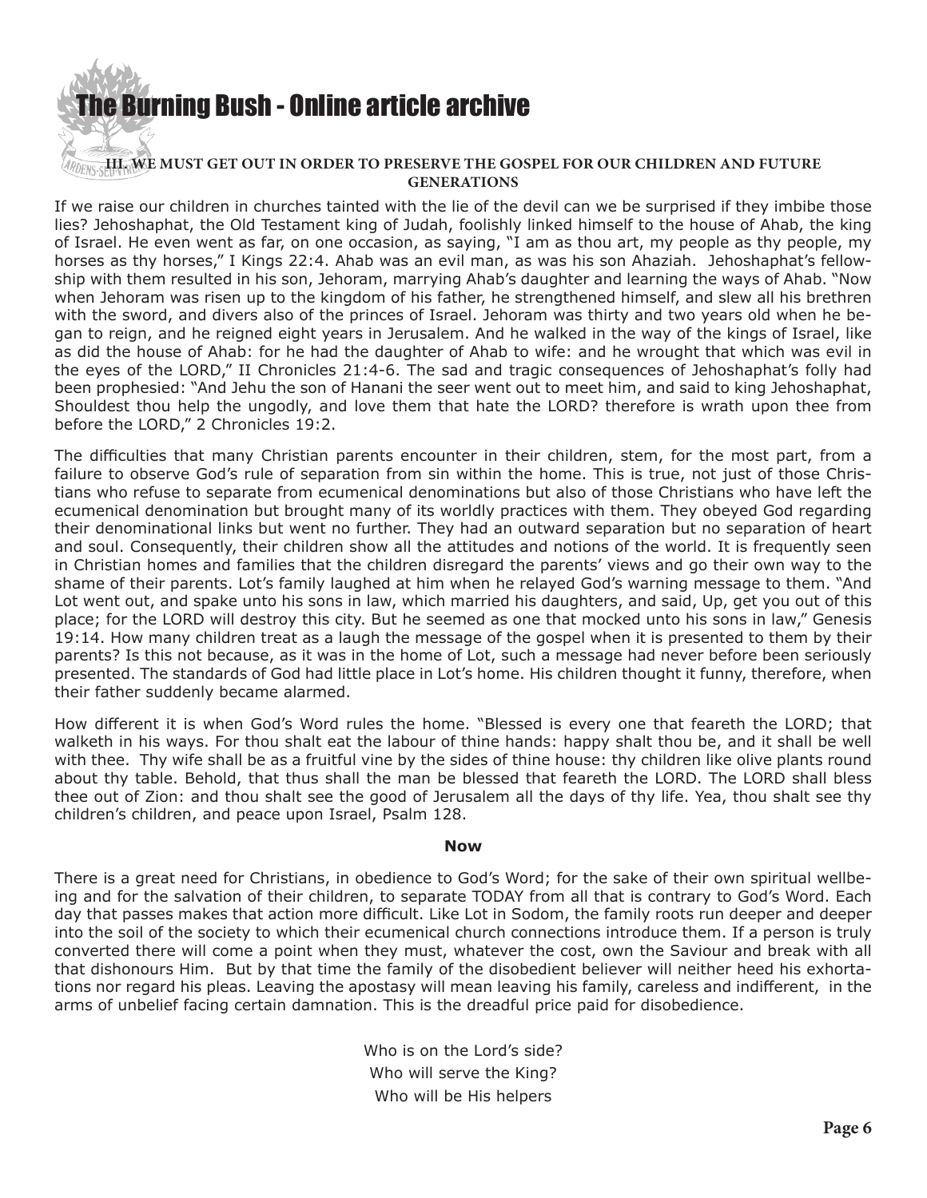### III. WE MUST GET OUT IN ORDER TO PRESERVE THE GOSPEL FOR OUR CHILDREN AND FUTURE GENERATIONS

If we raise our children in churches tainted with the lie of the devil can we be surprised if they imbibe those lies? Jehoshaphat, the Old Testament king of Judah, foolishly linked himself to the house of Ahab, the king of Israel. He even went as far, on one occasion, as saying, "I am as thou art, my people as thy people, my horses as thy horses," I Kings 22:4. Ahab was an evil man, as was his son Ahaziah. Jehoshaphat's fellowship with them resulted in his son, Jehoram, marrying Ahab's daughter and learning the ways of Ahab. "Now when Jehoram was risen up to the kingdom of his father, he strengthened himself, and slew all his brethren with the sword, and divers also of the princes of Israel. Jehoram was thirty and two years old when he began to reign, and he reigned eight years in Jerusalem. And he walked in the way of the kings of Israel, like as did the house of Ahab: for he had the daughter of Ahab to wife: and he wrought that which was evil in the eyes of the LORD," II Chronicles 21:4-6. The sad and tragic consequences of Jehoshaphat's folly had been prophesied: "And Jehu the son of Hanani the seer went out to meet him, and said to king Jehoshaphat, Shouldest thou help the ungodly, and love them that hate the LORD? therefore is wrath upon thee from before the LORD," 2 Chronicles 19:2.

The difficulties that many Christian parents encounter in their children, stem, for the most part, from a failure to observe God's rule of separation from sin within the home. This is true, not just of those Christians who refuse to separate from ecumenical denominations but also of those Christians who have left the ecumenical denomination but brought many of its worldly practices with them. They obeyed God regarding their denominational links but went no further. They had an outward separation but no separation of heart and soul. Consequently, their children show all the attitudes and notions of the world. It is frequently seen in Christian homes and families that the children disregard the parents' views and go their own way to the shame of their parents. Lot's family laughed at him when he relayed God's warning message to them. "And Lot went out, and spake unto his sons in law, which married his daughters, and said, Up, get you out of this place; for the LORD will destroy this city. But he seemed as one that mocked unto his sons in law," Genesis 19:14. How many children treat as a laugh the message of the gospel when it is presented to them by their parents? Is this not because, as it was in the home of Lot, such a message had never before been seriously presented. The standards of God had little place in Lot's home. His children thought it funny, therefore, when their father suddenly became alarmed.

How different it is when God's Word rules the home. "Blessed is every one that feareth the LORD; that walketh in his ways. For thou shalt eat the labour of thine hands: happy shalt thou be, and it shall be well with thee. Thy wife shall be as a fruitful vine by the sides of thine house: thy children like olive plants round about thy table. Behold, that thus shall the man be blessed that feareth the LORD. The LORD shall bless thee out of Zion: and thou shalt see the good of Jerusalem all the days of thy life. Yea, thou shalt see thy children's children, and peace upon Israel, Psalm 128.

**Now**

There is a great need for Christians, in obedience to God's Word; for the sake of their own spiritual wellbeing and for the salvation of their children, to separate TODAY from all that is contrary to God's Word. Each day that passes makes that action more difficult. Like Lot in Sodom, the family roots run deeper and deeper into the soil of the society to which their ecumenical church connections introduce them. If a person is truly converted there will come a point when they must, whatever the cost, own the Saviour and break with all that dishonours Him. But by that time the family of the disobedient believer will neither heed his exhortations nor regard his pleas. Leaving the apostasy will mean leaving his family, careless and indifferent, in the arms of unbelief facing certain damnation. This is the dreadful price paid for disobedience.

Who is on the Lord's side?
Who will serve the King?
Who will be His helpers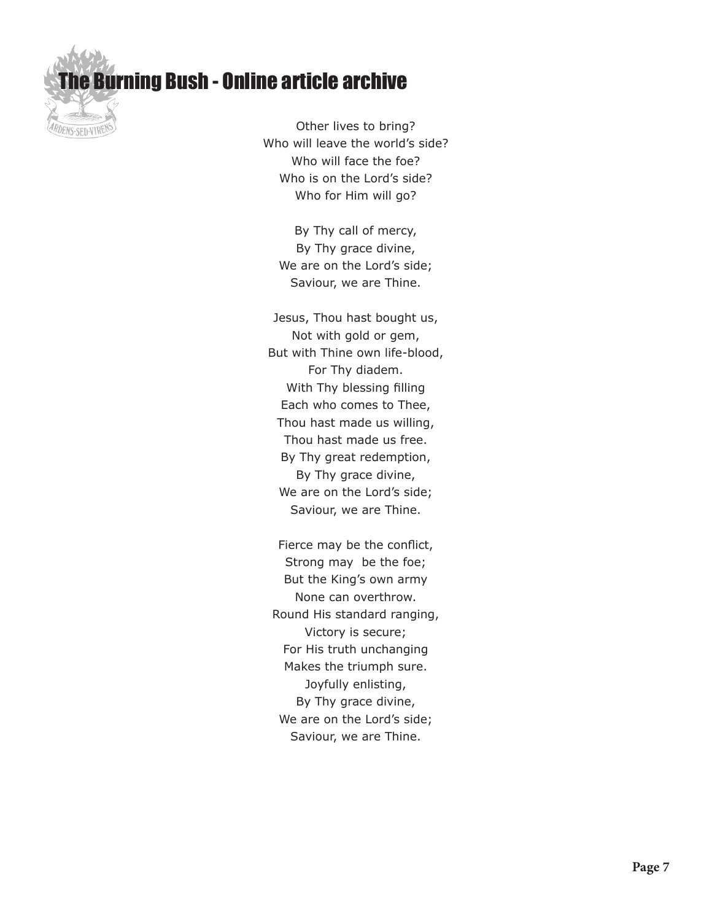Other lives to bring?  
Who will leave the world's side?  
Who will face the foe?  
Who is on the Lord's side?  
Who for Him will go?

By Thy call of mercy,  
By Thy grace divine,  
We are on the Lord's side;  
Saviour, we are Thine.

Jesus, Thou hast bought us,  
Not with gold or gem,  
But with Thine own life-blood,  
For Thy diadem.  
With Thy blessing filling  
Each who comes to Thee,  
Thou hast made us willing,  
Thou hast made us free.  
By Thy great redemption,  
By Thy grace divine,  
We are on the Lord's side;  
Saviour, we are Thine.

Fierce may be the conflict,  
Strong may be the foe;  
But the King's own army  
None can overthrow.  
Round His standard ranging,  
Victory is secure;  
For His truth unchanging  
Makes the triumph sure.  
Joyfully enlisting,  
By Thy grace divine,  
We are on the Lord's side;  
Saviour, we are Thine.